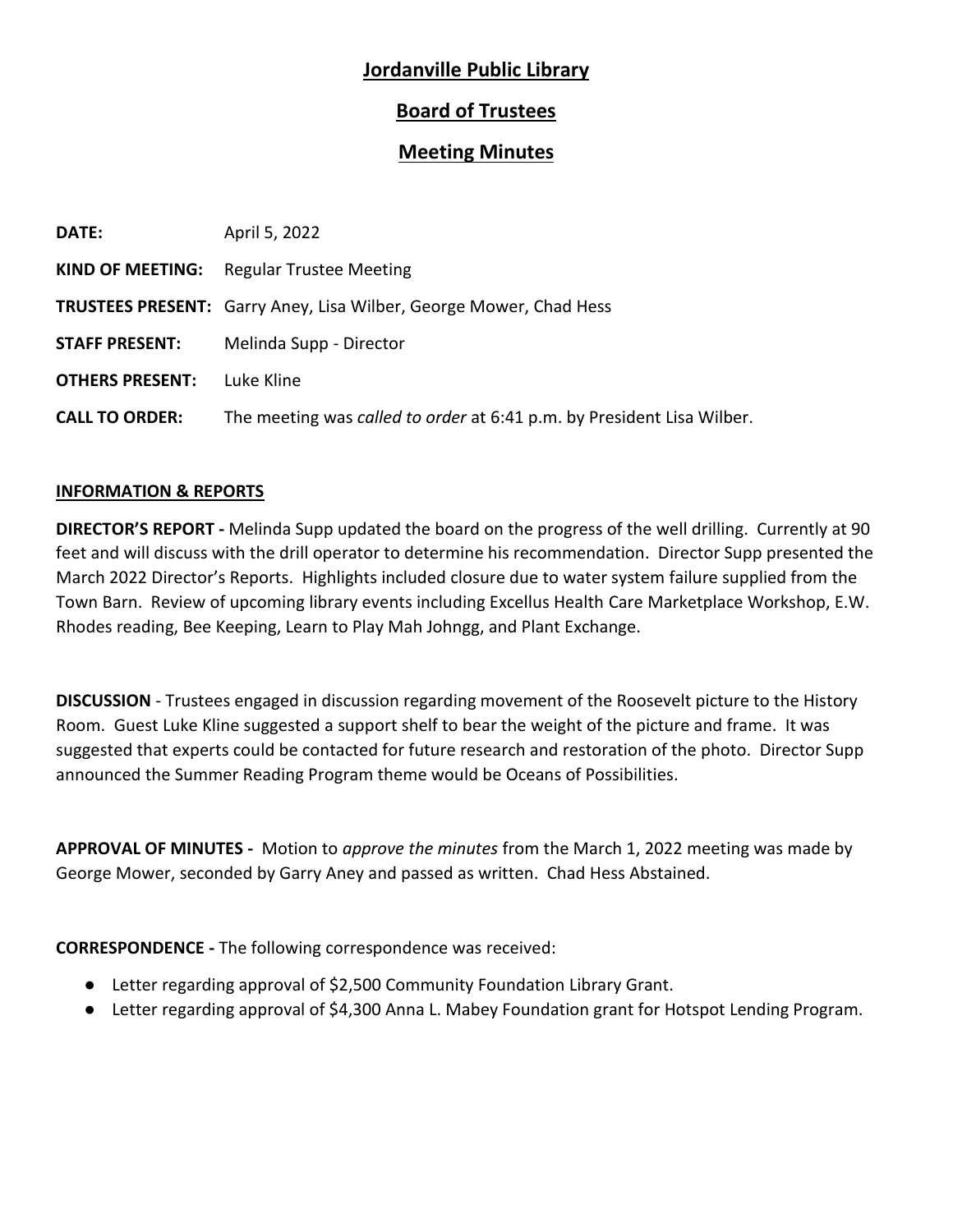# Jordanville Public Library

## Board of Trustees

## Meeting Minutes

**DATE:** April 5, 2022

**KIND OF MEETING:** Regular Trustee Meeting

**TRUSTEES PRESENT:** Garry Aney, Lisa Wilber, George Mower, Chad Hess

**STAFF PRESENT:** Melinda Supp - Director

**OTHERS PRESENT:** Luke Kline

**CALL TO ORDER:** The meeting was *called to order* at 6:41 p.m. by President Lisa Wilber.

### INFORMATION & REPORTS

**DIRECTOR'S REPORT -** Melinda Supp updated the board on the progress of the well drilling. Currently at 90 feet and will discuss with the drill operator to determine his recommendation. Director Supp presented the March 2022 Director's Reports. Highlights included closure due to water system failure supplied from the Town Barn. Review of upcoming library events including Excellus Health Care Marketplace Workshop, E.W. Rhodes reading, Bee Keeping, Learn to Play Mah Johngg, and Plant Exchange.

**DISCUSSION** - Trustees engaged in discussion regarding movement of the Roosevelt picture to the History Room. Guest Luke Kline suggested a support shelf to bear the weight of the picture and frame. It was suggested that experts could be contacted for future research and restoration of the photo. Director Supp announced the Summer Reading Program theme would be Oceans of Possibilities.

**APPROVAL OF MINUTES -** Motion to *approve the minutes* from the March 1, 2022 meeting was made by George Mower, seconded by Garry Aney and passed as written. Chad Hess Abstained.

**CORRESPONDENCE -** The following correspondence was received:

- Letter regarding approval of $2,500 Community Foundation Library Grant.
- Letter regarding approval of $4,300 Anna L. Mabey Foundation grant for Hotspot Lending Program.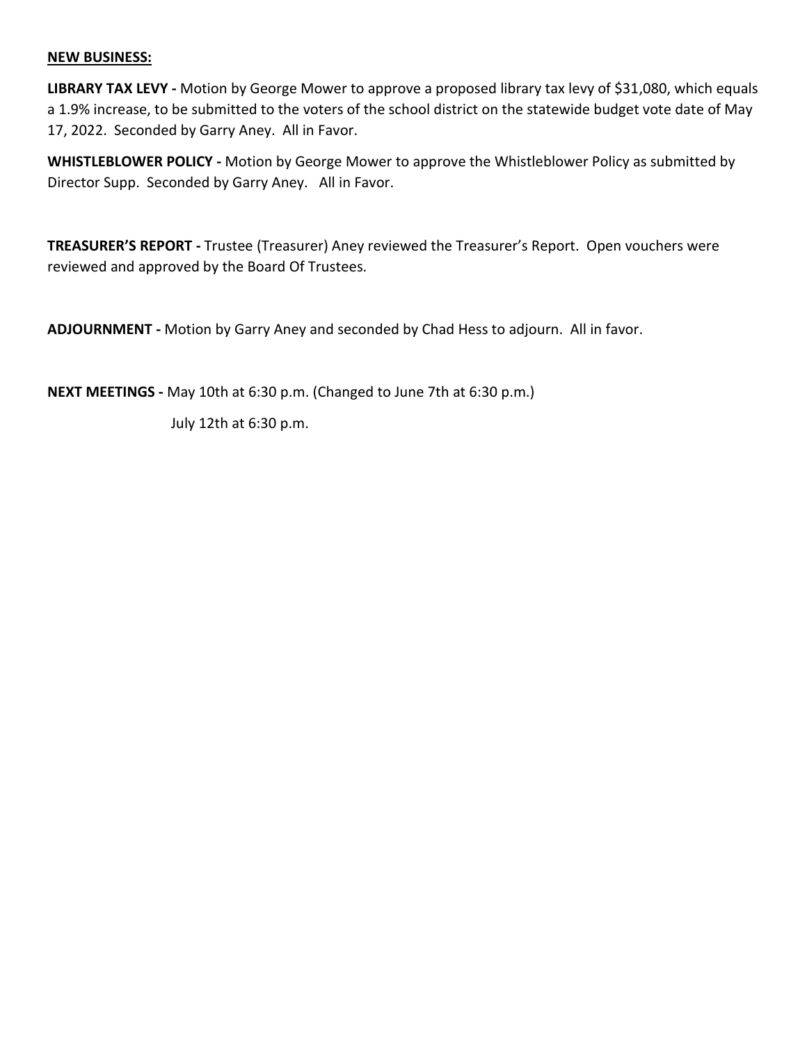**<u>NEW BUSINESS:</u>**

**LIBRARY TAX LEVY -** Motion by George Mower to approve a proposed library tax levy of $31,080, which equals a 1.9% increase, to be submitted to the voters of the school district on the statewide budget vote date of May 17, 2022. Seconded by Garry Aney. All in Favor.

**WHISTLEBLOWER POLICY -** Motion by George Mower to approve the Whistleblower Policy as submitted by Director Supp. Seconded by Garry Aney. All in Favor.

**TREASURER'S REPORT -** Trustee (Treasurer) Aney reviewed the Treasurer's Report. Open vouchers were reviewed and approved by the Board Of Trustees.

**ADJOURNMENT -** Motion by Garry Aney and seconded by Chad Hess to adjourn. All in favor.

**NEXT MEETINGS -** May 10th at 6:30 p.m. (Changed to June 7th at 6:30 p.m.)

July 12th at 6:30 p.m.